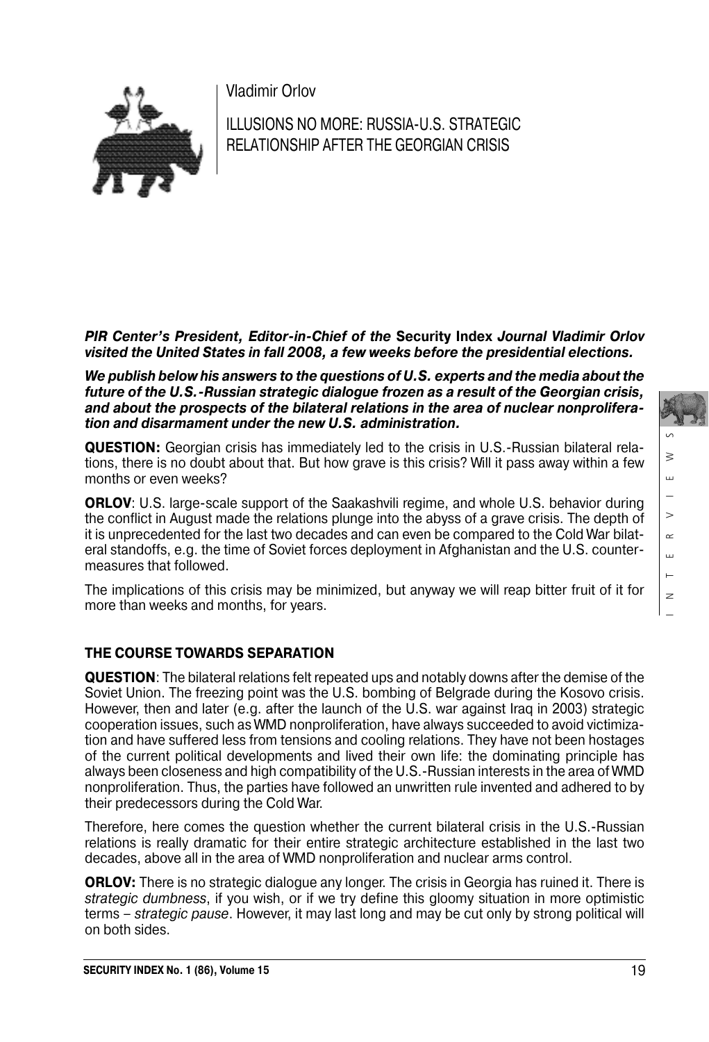Vladimir Orlov

# ILLUSIONS NO MORE: RUSSIA-U.S. STRATEGIC RELATIONSHIP AFTER THE GEORGIAN CRISIS

***PIR Center's President, Editor-in-Chief of the* Security Index *Journal Vladimir Orlov visited the United States in fall 2008, a few weeks before the presidential elections.***

***We publish below his answers to the questions of U.S. experts and the media about the future of the U.S.-Russian strategic dialogue frozen as a result of the Georgian crisis, and about the prospects of the bilateral relations in the area of nuclear nonproliferation and disarmament under the new U.S. administration.***

**QUESTION:** Georgian crisis has immediately led to the crisis in U.S.-Russian bilateral relations, there is no doubt about that. But how grave is this crisis? Will it pass away within a few months or even weeks?

**ORLOV**: U.S. large-scale support of the Saakashvili regime, and whole U.S. behavior during the conflict in August made the relations plunge into the abyss of a grave crisis. The depth of it is unprecedented for the last two decades and can even be compared to the Cold War bilateral standoffs, e.g. the time of Soviet forces deployment in Afghanistan and the U.S. countermeasures that followed.

The implications of this crisis may be minimized, but anyway we will reap bitter fruit of it for more than weeks and months, for years.

## THE COURSE TOWARDS SEPARATION

**QUESTION**: The bilateral relations felt repeated ups and notably downs after the demise of the Soviet Union. The freezing point was the U.S. bombing of Belgrade during the Kosovo crisis. However, then and later (e.g. after the launch of the U.S. war against Iraq in 2003) strategic cooperation issues, such as WMD nonproliferation, have always succeeded to avoid victimization and have suffered less from tensions and cooling relations. They have not been hostages of the current political developments and lived their own life: the dominating principle has always been closeness and high compatibility of the U.S.-Russian interests in the area of WMD nonproliferation. Thus, the parties have followed an unwritten rule invented and adhered to by their predecessors during the Cold War.

Therefore, here comes the question whether the current bilateral crisis in the U.S.-Russian relations is really dramatic for their entire strategic architecture established in the last two decades, above all in the area of WMD nonproliferation and nuclear arms control.

**ORLOV:** There is no strategic dialogue any longer. The crisis in Georgia has ruined it. There is *strategic dumbness*, if you wish, or if we try define this gloomy situation in more optimistic terms – *strategic pause*. However, it may last long and may be cut only by strong political will on both sides.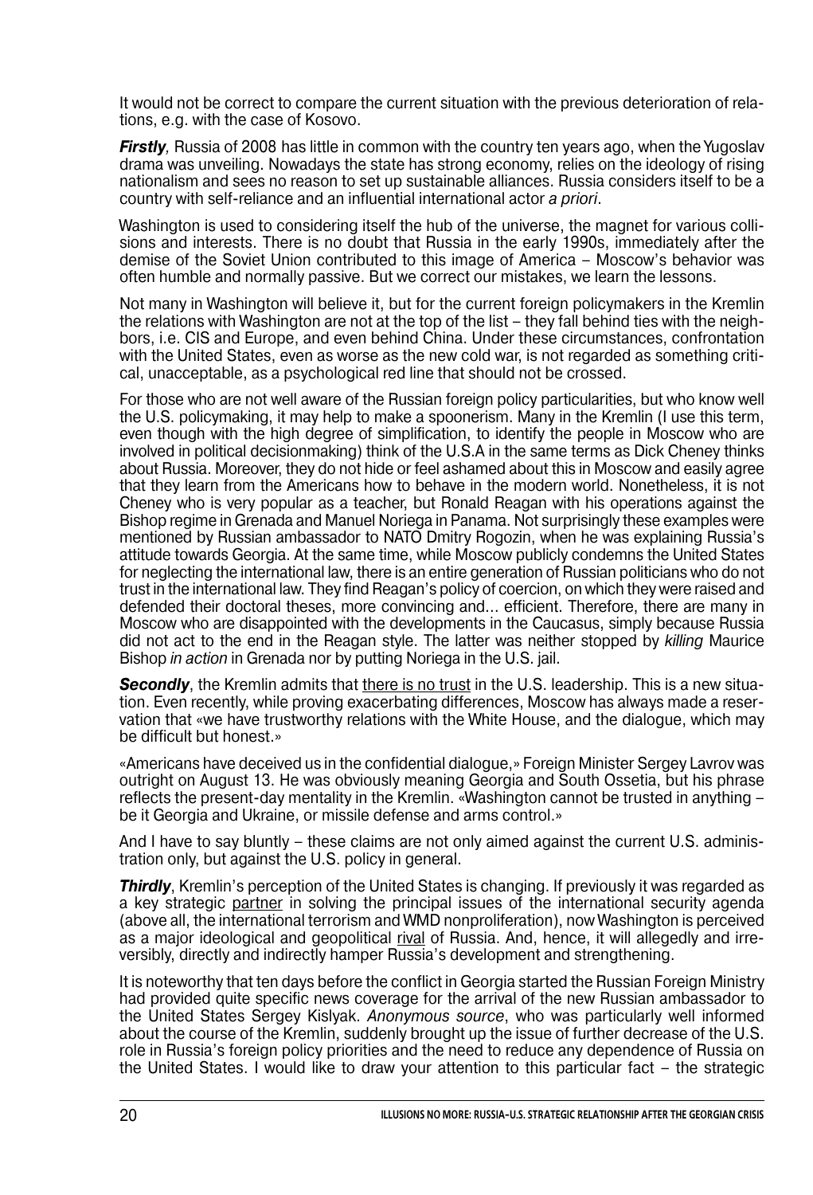It would not be correct to compare the current situation with the previous deterioration of relations, e.g. with the case of Kosovo.

***Firstly**,* Russia of 2008 has little in common with the country ten years ago, when the Yugoslav drama was unveiling. Nowadays the state has strong economy, relies on the ideology of rising nationalism and sees no reason to set up sustainable alliances. Russia considers itself to be a country with self-reliance and an influential international actor *a priori*.

Washington is used to considering itself the hub of the universe, the magnet for various collisions and interests. There is no doubt that Russia in the early 1990s, immediately after the demise of the Soviet Union contributed to this image of America – Moscow's behavior was often humble and normally passive. But we correct our mistakes, we learn the lessons.

Not many in Washington will believe it, but for the current foreign policymakers in the Kremlin the relations with Washington are not at the top of the list – they fall behind ties with the neighbors, i.e. CIS and Europe, and even behind China. Under these circumstances, confrontation with the United States, even as worse as the new cold war, is not regarded as something critical, unacceptable, as a psychological red line that should not be crossed.

For those who are not well aware of the Russian foreign policy particularities, but who know well the U.S. policymaking, it may help to make a spoonerism. Many in the Kremlin (I use this term, even though with the high degree of simplification, to identify the people in Moscow who are involved in political decisionmaking) think of the U.S.A in the same terms as Dick Cheney thinks about Russia. Moreover, they do not hide or feel ashamed about this in Moscow and easily agree that they learn from the Americans how to behave in the modern world. Nonetheless, it is not Cheney who is very popular as a teacher, but Ronald Reagan with his operations against the Bishop regime in Grenada and Manuel Noriega in Panama. Not surprisingly these examples were mentioned by Russian ambassador to NATO Dmitry Rogozin, when he was explaining Russia's attitude towards Georgia. At the same time, while Moscow publicly condemns the United States for neglecting the international law, there is an entire generation of Russian politicians who do not trust in the international law. They find Reagan's policy of coercion, on which they were raised and defended their doctoral theses, more convincing and... efficient. Therefore, there are many in Moscow who are disappointed with the developments in the Caucasus, simply because Russia did not act to the end in the Reagan style. The latter was neither stopped by *killing* Maurice Bishop *in action* in Grenada nor by putting Noriega in the U.S. jail.

***Secondly***, the Kremlin admits that <u>there is no trust</u> in the U.S. leadership. This is a new situation. Even recently, while proving exacerbating differences, Moscow has always made a reservation that «we have trustworthy relations with the White House, and the dialogue, which may be difficult but honest.»

«Americans have deceived us in the confidential dialogue,» Foreign Minister Sergey Lavrov was outright on August 13. He was obviously meaning Georgia and South Ossetia, but his phrase reflects the present-day mentality in the Kremlin. «Washington cannot be trusted in anything – be it Georgia and Ukraine, or missile defense and arms control.»

And I have to say bluntly – these claims are not only aimed against the current U.S. administration only, but against the U.S. policy in general.

***Thirdly***, Kremlin's perception of the United States is changing. If previously it was regarded as a key strategic <u>partner</u> in solving the principal issues of the international security agenda (above all, the international terrorism and WMD nonproliferation), now Washington is perceived as a major ideological and geopolitical <u>rival</u> of Russia. And, hence, it will allegedly and irreversibly, directly and indirectly hamper Russia's development and strengthening.

It is noteworthy that ten days before the conflict in Georgia started the Russian Foreign Ministry had provided quite specific news coverage for the arrival of the new Russian ambassador to the United States Sergey Kislyak. *Anonymous source*, who was particularly well informed about the course of the Kremlin, suddenly brought up the issue of further decrease of the U.S. role in Russia's foreign policy priorities and the need to reduce any dependence of Russia on the United States. I would like to draw your attention to this particular fact – the strategic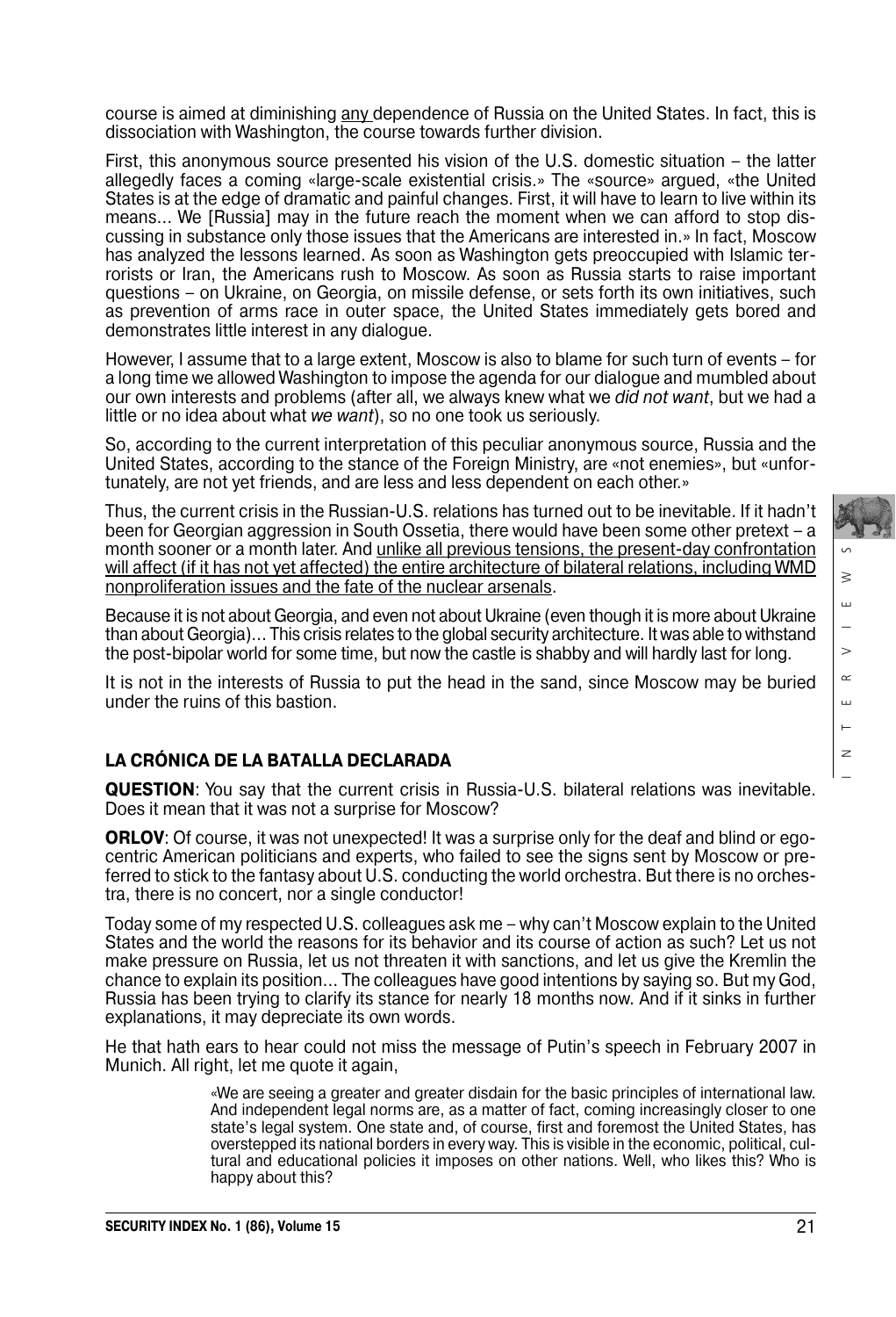course is aimed at diminishing any dependence of Russia on the United States. In fact, this is dissociation with Washington, the course towards further division.

First, this anonymous source presented his vision of the U.S. domestic situation – the latter allegedly faces a coming «large-scale existential crisis.» The «source» argued, «the United States is at the edge of dramatic and painful changes. First, it will have to learn to live within its means... We [Russia] may in the future reach the moment when we can afford to stop discussing in substance only those issues that the Americans are interested in.» In fact, Moscow has analyzed the lessons learned. As soon as Washington gets preoccupied with Islamic terrorists or Iran, the Americans rush to Moscow. As soon as Russia starts to raise important questions – on Ukraine, on Georgia, on missile defense, or sets forth its own initiatives, such as prevention of arms race in outer space, the United States immediately gets bored and demonstrates little interest in any dialogue.

However, I assume that to a large extent, Moscow is also to blame for such turn of events – for a long time we allowed Washington to impose the agenda for our dialogue and mumbled about our own interests and problems (after all, we always knew what we *did not want*, but we had a little or no idea about what *we want*), so no one took us seriously.

So, according to the current interpretation of this peculiar anonymous source, Russia and the United States, according to the stance of the Foreign Ministry, are «not enemies», but «unfortunately, are not yet friends, and are less and less dependent on each other.»

Thus, the current crisis in the Russian-U.S. relations has turned out to be inevitable. If it hadn't been for Georgian aggression in South Ossetia, there would have been some other pretext – a month sooner or a month later. And unlike all previous tensions, the present-day confrontation will affect (if it has not yet affected) the entire architecture of bilateral relations, including WMD nonproliferation issues and the fate of the nuclear arsenals.

Because it is not about Georgia, and even not about Ukraine (even though it is more about Ukraine than about Georgia)... This crisis relates to the global security architecture. It was able to withstand the post-bipolar world for some time, but now the castle is shabby and will hardly last for long.

It is not in the interests of Russia to put the head in the sand, since Moscow may be buried under the ruins of this bastion.

## LA CRÓNICA DE LA BATALLA DECLARADA

**QUESTION**: You say that the current crisis in Russia-U.S. bilateral relations was inevitable. Does it mean that it was not a surprise for Moscow?

**ORLOV**: Of course, it was not unexpected! It was a surprise only for the deaf and blind or egocentric American politicians and experts, who failed to see the signs sent by Moscow or preferred to stick to the fantasy about U.S. conducting the world orchestra. But there is no orchestra, there is no concert, nor a single conductor!

Today some of my respected U.S. colleagues ask me – why can't Moscow explain to the United States and the world the reasons for its behavior and its course of action as such? Let us not make pressure on Russia, let us not threaten it with sanctions, and let us give the Kremlin the chance to explain its position... The colleagues have good intentions by saying so. But my God, Russia has been trying to clarify its stance for nearly 18 months now. And if it sinks in further explanations, it may depreciate its own words.

He that hath ears to hear could not miss the message of Putin's speech in February 2007 in Munich. All right, let me quote it again,

> «We are seeing a greater and greater disdain for the basic principles of international law. And independent legal norms are, as a matter of fact, coming increasingly closer to one state's legal system. One state and, of course, first and foremost the United States, has overstepped its national borders in every way. This is visible in the economic, political, cultural and educational policies it imposes on other nations. Well, who likes this? Who is happy about this?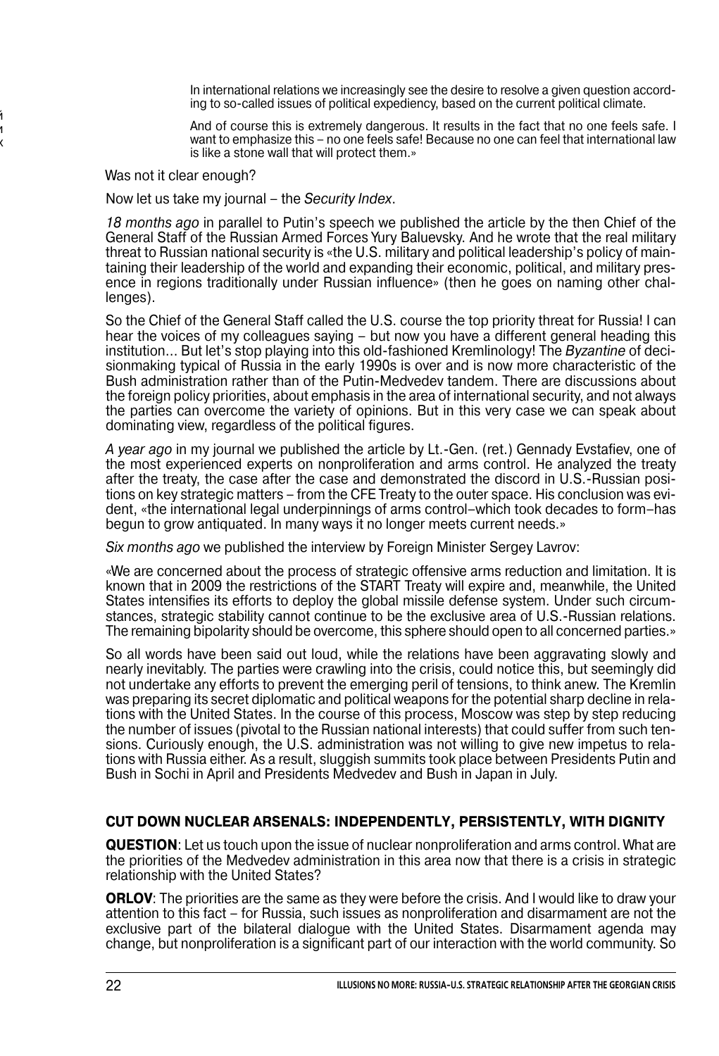> In international relations we increasingly see the desire to resolve a given question according to so-called issues of political expediency, based on the current political climate.
>
> And of course this is extremely dangerous. It results in the fact that no one feels safe. I want to emphasize this – no one feels safe! Because no one can feel that international law is like a stone wall that will protect them.»

Was not it clear enough?

Now let us take my journal – the *Security Index*.

*18 months ago* in parallel to Putin's speech we published the article by the then Chief of the General Staff of the Russian Armed Forces Yury Baluevsky. And he wrote that the real military threat to Russian national security is «the U.S. military and political leadership's policy of maintaining their leadership of the world and expanding their economic, political, and military presence in regions traditionally under Russian influence» (then he goes on naming other challenges).

So the Chief of the General Staff called the U.S. course the top priority threat for Russia! I can hear the voices of my colleagues saying – but now you have a different general heading this institution... But let's stop playing into this old-fashioned Kremlinology! The *Byzantine* of decisionmaking typical of Russia in the early 1990s is over and is now more characteristic of the Bush administration rather than of the Putin-Medvedev tandem. There are discussions about the foreign policy priorities, about emphasis in the area of international security, and not always the parties can overcome the variety of opinions. But in this very case we can speak about dominating view, regardless of the political figures.

*A year ago* in my journal we published the article by Lt.-Gen. (ret.) Gennady Evstafiev, one of the most experienced experts on nonproliferation and arms control. He analyzed the treaty after the treaty, the case after the case and demonstrated the discord in U.S.-Russian positions on key strategic matters – from the CFE Treaty to the outer space. His conclusion was evident, «the international legal underpinnings of arms control–which took decades to form–has begun to grow antiquated. In many ways it no longer meets current needs.»

*Six months ago* we published the interview by Foreign Minister Sergey Lavrov:

«We are concerned about the process of strategic offensive arms reduction and limitation. It is known that in 2009 the restrictions of the START Treaty will expire and, meanwhile, the United States intensifies its efforts to deploy the global missile defense system. Under such circumstances, strategic stability cannot continue to be the exclusive area of U.S.-Russian relations. The remaining bipolarity should be overcome, this sphere should open to all concerned parties.»

So all words have been said out loud, while the relations have been aggravating slowly and nearly inevitably. The parties were crawling into the crisis, could notice this, but seemingly did not undertake any efforts to prevent the emerging peril of tensions, to think anew. The Kremlin was preparing its secret diplomatic and political weapons for the potential sharp decline in relations with the United States. In the course of this process, Moscow was step by step reducing the number of issues (pivotal to the Russian national interests) that could suffer from such tensions. Curiously enough, the U.S. administration was not willing to give new impetus to relations with Russia either. As a result, sluggish summits took place between Presidents Putin and Bush in Sochi in April and Presidents Medvedev and Bush in Japan in July.

## CUT DOWN NUCLEAR ARSENALS: INDEPENDENTLY, PERSISTENTLY, WITH DIGNITY

**QUESTION**: Let us touch upon the issue of nuclear nonproliferation and arms control. What are the priorities of the Medvedev administration in this area now that there is a crisis in strategic relationship with the United States?

**ORLOV**: The priorities are the same as they were before the crisis. And I would like to draw your attention to this fact – for Russia, such issues as nonproliferation and disarmament are not the exclusive part of the bilateral dialogue with the United States. Disarmament agenda may change, but nonproliferation is a significant part of our interaction with the world community. So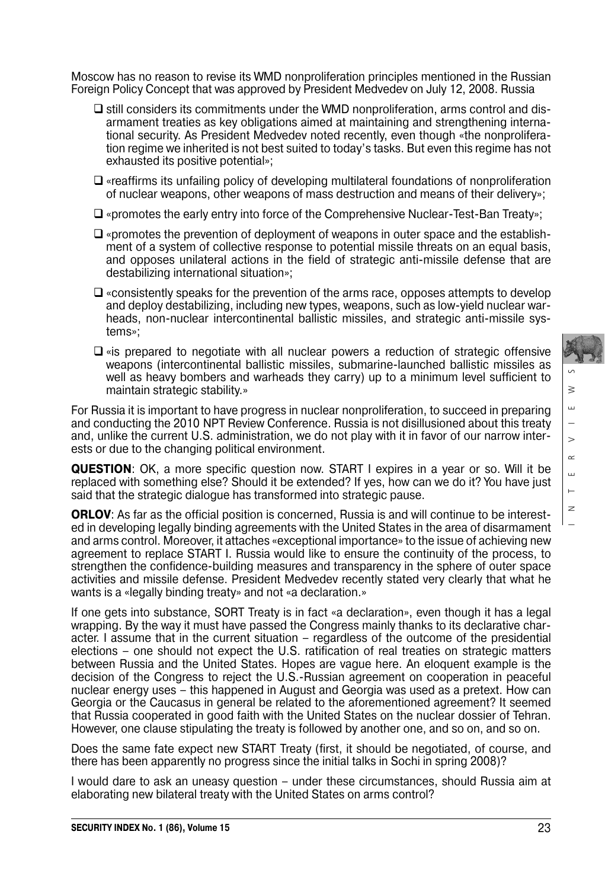Moscow has no reason to revise its WMD nonproliferation principles mentioned in the Russian Foreign Policy Concept that was approved by President Medvedev on July 12, 2008. Russia

- still considers its commitments under the WMD nonproliferation, arms control and disarmament treaties as key obligations aimed at maintaining and strengthening international security. As President Medvedev noted recently, even though «the nonproliferation regime we inherited is not best suited to today's tasks. But even this regime has not exhausted its positive potential»;
- «reaffirms its unfailing policy of developing multilateral foundations of nonproliferation of nuclear weapons, other weapons of mass destruction and means of their delivery»;
- «promotes the early entry into force of the Comprehensive Nuclear-Test-Ban Treaty»;
- «promotes the prevention of deployment of weapons in outer space and the establishment of a system of collective response to potential missile threats on an equal basis, and opposes unilateral actions in the field of strategic anti-missile defense that are destabilizing international situation»;
- «consistently speaks for the prevention of the arms race, opposes attempts to develop and deploy destabilizing, including new types, weapons, such as low-yield nuclear warheads, non-nuclear intercontinental ballistic missiles, and strategic anti-missile systems»;
- «is prepared to negotiate with all nuclear powers a reduction of strategic offensive weapons (intercontinental ballistic missiles, submarine-launched ballistic missiles as well as heavy bombers and warheads they carry) up to a minimum level sufficient to maintain strategic stability.»

For Russia it is important to have progress in nuclear nonproliferation, to succeed in preparing and conducting the 2010 NPT Review Conference. Russia is not disillusioned about this treaty and, unlike the current U.S. administration, we do not play with it in favor of our narrow interests or due to the changing political environment.

**QUESTION**: OK, a more specific question now. START I expires in a year or so. Will it be replaced with something else? Should it be extended? If yes, how can we do it? You have just said that the strategic dialogue has transformed into strategic pause.

**ORLOV**: As far as the official position is concerned, Russia is and will continue to be interested in developing legally binding agreements with the United States in the area of disarmament and arms control. Moreover, it attaches «exceptional importance» to the issue of achieving new agreement to replace START I. Russia would like to ensure the continuity of the process, to strengthen the confidence-building measures and transparency in the sphere of outer space activities and missile defense. President Medvedev recently stated very clearly that what he wants is a «legally binding treaty» and not «a declaration.»

If one gets into substance, SORT Treaty is in fact «a declaration», even though it has a legal wrapping. By the way it must have passed the Congress mainly thanks to its declarative character. I assume that in the current situation – regardless of the outcome of the presidential elections – one should not expect the U.S. ratification of real treaties on strategic matters between Russia and the United States. Hopes are vague here. An eloquent example is the decision of the Congress to reject the U.S.-Russian agreement on cooperation in peaceful nuclear energy uses – this happened in August and Georgia was used as a pretext. How can Georgia or the Caucasus in general be related to the aforementioned agreement? It seemed that Russia cooperated in good faith with the United States on the nuclear dossier of Tehran. However, one clause stipulating the treaty is followed by another one, and so on, and so on.

Does the same fate expect new START Treaty (first, it should be negotiated, of course, and there has been apparently no progress since the initial talks in Sochi in spring 2008)?

I would dare to ask an uneasy question – under these circumstances, should Russia aim at elaborating new bilateral treaty with the United States on arms control?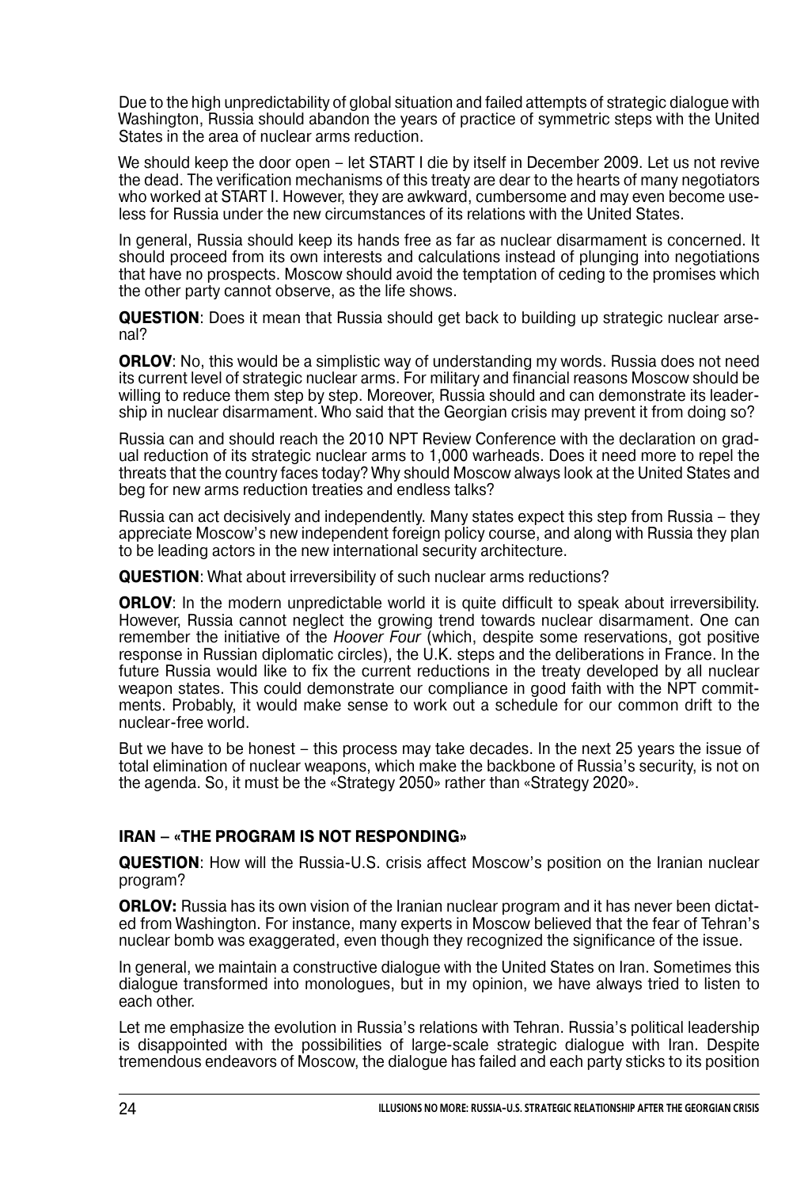Due to the high unpredictability of global situation and failed attempts of strategic dialogue with Washington, Russia should abandon the years of practice of symmetric steps with the United States in the area of nuclear arms reduction.

We should keep the door open – let START I die by itself in December 2009. Let us not revive the dead. The verification mechanisms of this treaty are dear to the hearts of many negotiators who worked at START I. However, they are awkward, cumbersome and may even become useless for Russia under the new circumstances of its relations with the United States.

In general, Russia should keep its hands free as far as nuclear disarmament is concerned. It should proceed from its own interests and calculations instead of plunging into negotiations that have no prospects. Moscow should avoid the temptation of ceding to the promises which the other party cannot observe, as the life shows.

**QUESTION**: Does it mean that Russia should get back to building up strategic nuclear arsenal?

**ORLOV**: No, this would be a simplistic way of understanding my words. Russia does not need its current level of strategic nuclear arms. For military and financial reasons Moscow should be willing to reduce them step by step. Moreover, Russia should and can demonstrate its leadership in nuclear disarmament. Who said that the Georgian crisis may prevent it from doing so?

Russia can and should reach the 2010 NPT Review Conference with the declaration on gradual reduction of its strategic nuclear arms to 1,000 warheads. Does it need more to repel the threats that the country faces today? Why should Moscow always look at the United States and beg for new arms reduction treaties and endless talks?

Russia can act decisively and independently. Many states expect this step from Russia – they appreciate Moscow's new independent foreign policy course, and along with Russia they plan to be leading actors in the new international security architecture.

**QUESTION**: What about irreversibility of such nuclear arms reductions?

**ORLOV**: In the modern unpredictable world it is quite difficult to speak about irreversibility. However, Russia cannot neglect the growing trend towards nuclear disarmament. One can remember the initiative of the *Hoover Four* (which, despite some reservations, got positive response in Russian diplomatic circles), the U.K. steps and the deliberations in France. In the future Russia would like to fix the current reductions in the treaty developed by all nuclear weapon states. This could demonstrate our compliance in good faith with the NPT commitments. Probably, it would make sense to work out a schedule for our common drift to the nuclear-free world.

But we have to be honest – this process may take decades. In the next 25 years the issue of total elimination of nuclear weapons, which make the backbone of Russia's security, is not on the agenda. So, it must be the «Strategy 2050» rather than «Strategy 2020».

### IRAN – «THE PROGRAM IS NOT RESPONDING»

**QUESTION**: How will the Russia-U.S. crisis affect Moscow's position on the Iranian nuclear program?

**ORLOV:** Russia has its own vision of the Iranian nuclear program and it has never been dictated from Washington. For instance, many experts in Moscow believed that the fear of Tehran's nuclear bomb was exaggerated, even though they recognized the significance of the issue.

In general, we maintain a constructive dialogue with the United States on Iran. Sometimes this dialogue transformed into monologues, but in my opinion, we have always tried to listen to each other.

Let me emphasize the evolution in Russia's relations with Tehran. Russia's political leadership is disappointed with the possibilities of large-scale strategic dialogue with Iran. Despite tremendous endeavors of Moscow, the dialogue has failed and each party sticks to its position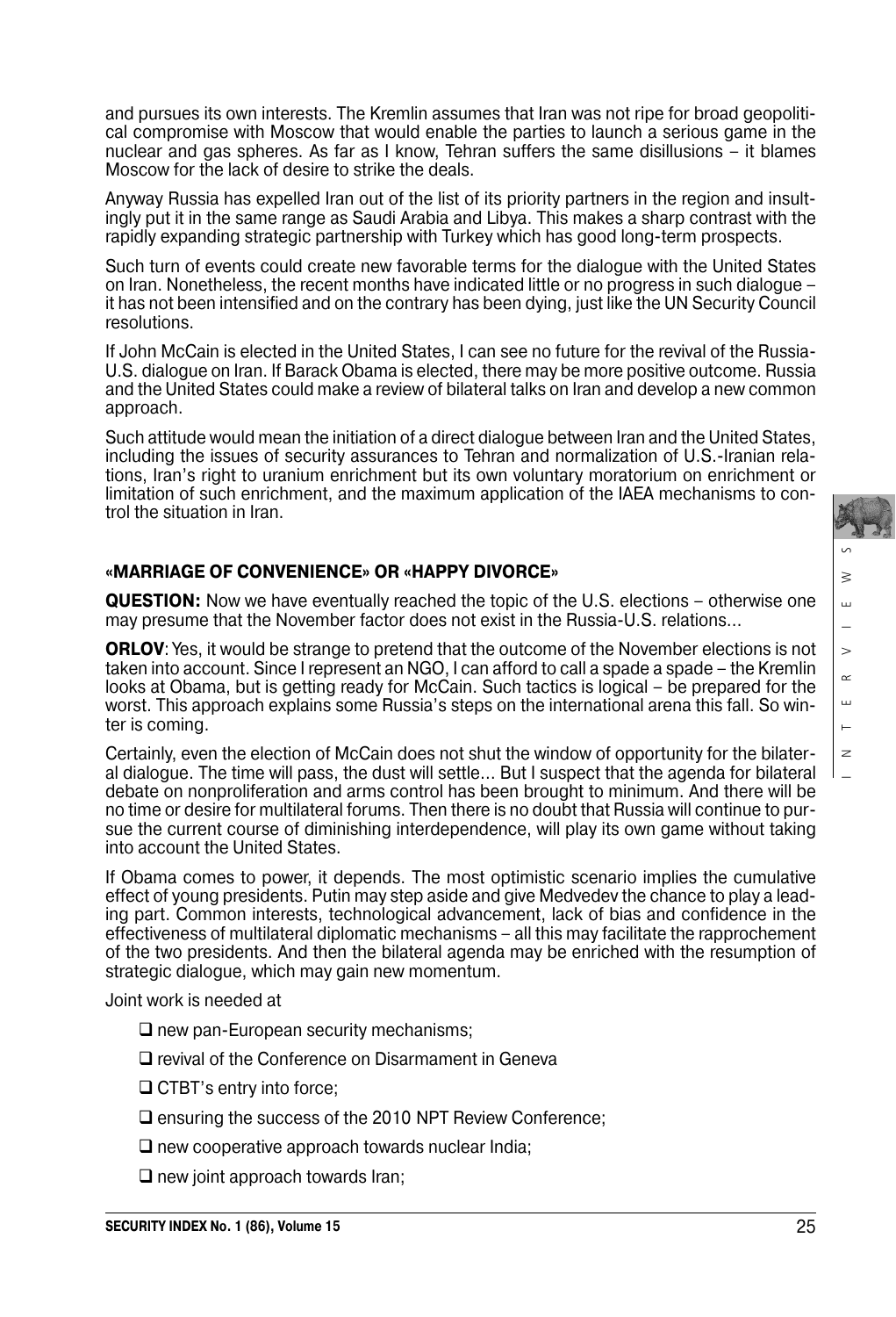and pursues its own interests. The Kremlin assumes that Iran was not ripe for broad geopolitical compromise with Moscow that would enable the parties to launch a serious game in the nuclear and gas spheres. As far as I know, Tehran suffers the same disillusions – it blames Moscow for the lack of desire to strike the deals.

Anyway Russia has expelled Iran out of the list of its priority partners in the region and insultingly put it in the same range as Saudi Arabia and Libya. This makes a sharp contrast with the rapidly expanding strategic partnership with Turkey which has good long-term prospects.

Such turn of events could create new favorable terms for the dialogue with the United States on Iran. Nonetheless, the recent months have indicated little or no progress in such dialogue – it has not been intensified and on the contrary has been dying, just like the UN Security Council resolutions.

If John McCain is elected in the United States, I can see no future for the revival of the Russia-U.S. dialogue on Iran. If Barack Obama is elected, there may be more positive outcome. Russia and the United States could make a review of bilateral talks on Iran and develop a new common approach.

Such attitude would mean the initiation of a direct dialogue between Iran and the United States, including the issues of security assurances to Tehran and normalization of U.S.-Iranian relations, Iran's right to uranium enrichment but its own voluntary moratorium on enrichment or limitation of such enrichment, and the maximum application of the IAEA mechanisms to control the situation in Iran.

## «MARRIAGE OF CONVENIENCE» OR «HAPPY DIVORCE»

**QUESTION:** Now we have eventually reached the topic of the U.S. elections – otherwise one may presume that the November factor does not exist in the Russia-U.S. relations...

**ORLOV**: Yes, it would be strange to pretend that the outcome of the November elections is not taken into account. Since I represent an NGO, I can afford to call a spade a spade – the Kremlin looks at Obama, but is getting ready for McCain. Such tactics is logical – be prepared for the worst. This approach explains some Russia's steps on the international arena this fall. So winter is coming.

Certainly, even the election of McCain does not shut the window of opportunity for the bilateral dialogue. The time will pass, the dust will settle... But I suspect that the agenda for bilateral debate on nonproliferation and arms control has been brought to minimum. And there will be no time or desire for multilateral forums. Then there is no doubt that Russia will continue to pursue the current course of diminishing interdependence, will play its own game without taking into account the United States.

If Obama comes to power, it depends. The most optimistic scenario implies the cumulative effect of young presidents. Putin may step aside and give Medvedev the chance to play a leading part. Common interests, technological advancement, lack of bias and confidence in the effectiveness of multilateral diplomatic mechanisms – all this may facilitate the rapprochement of the two presidents. And then the bilateral agenda may be enriched with the resumption of strategic dialogue, which may gain new momentum.

Joint work is needed at

- ❑ new pan-European security mechanisms;
- ❑ revival of the Conference on Disarmament in Geneva
- ❑ CTBT's entry into force;
- ❑ ensuring the success of the 2010 NPT Review Conference;
- ❑ new cooperative approach towards nuclear India;
- ❑ new joint approach towards Iran;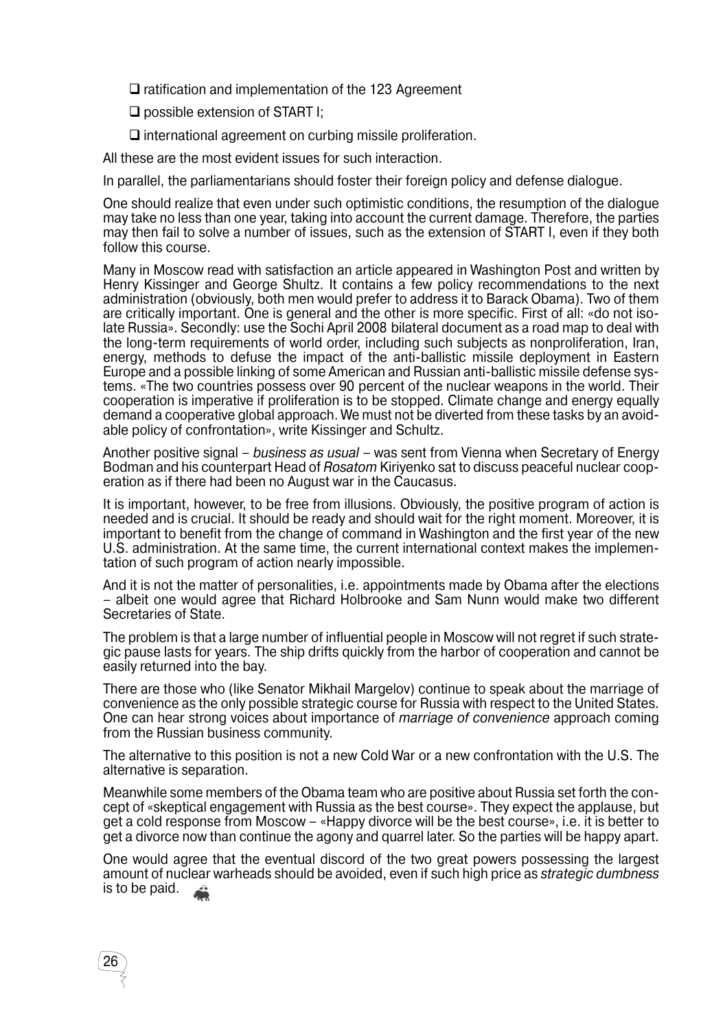- ratification and implementation of the 123 Agreement
- possible extension of START I;
- international agreement on curbing missile proliferation.

All these are the most evident issues for such interaction.

In parallel, the parliamentarians should foster their foreign policy and defense dialogue.

One should realize that even under such optimistic conditions, the resumption of the dialogue may take no less than one year, taking into account the current damage. Therefore, the parties may then fail to solve a number of issues, such as the extension of START I, even if they both follow this course.

Many in Moscow read with satisfaction an article appeared in Washington Post and written by Henry Kissinger and George Shultz. It contains a few policy recommendations to the next administration (obviously, both men would prefer to address it to Barack Obama). Two of them are critically important. One is general and the other is more specific. First of all: «do not isolate Russia». Secondly: use the Sochi April 2008 bilateral document as a road map to deal with the long-term requirements of world order, including such subjects as nonproliferation, Iran, energy, methods to defuse the impact of the anti-ballistic missile deployment in Eastern Europe and a possible linking of some American and Russian anti-ballistic missile defense systems. «The two countries possess over 90 percent of the nuclear weapons in the world. Their cooperation is imperative if proliferation is to be stopped. Climate change and energy equally demand a cooperative global approach. We must not be diverted from these tasks by an avoidable policy of confrontation», write Kissinger and Schultz.

Another positive signal – *business as usual* – was sent from Vienna when Secretary of Energy Bodman and his counterpart Head of *Rosatom* Kiriyenko sat to discuss peaceful nuclear cooperation as if there had been no August war in the Caucasus.

It is important, however, to be free from illusions. Obviously, the positive program of action is needed and is crucial. It should be ready and should wait for the right moment. Moreover, it is important to benefit from the change of command in Washington and the first year of the new U.S. administration. At the same time, the current international context makes the implementation of such program of action nearly impossible.

And it is not the matter of personalities, i.e. appointments made by Obama after the elections – albeit one would agree that Richard Holbrooke and Sam Nunn would make two different Secretaries of State.

The problem is that a large number of influential people in Moscow will not regret if such strategic pause lasts for years. The ship drifts quickly from the harbor of cooperation and cannot be easily returned into the bay.

There are those who (like Senator Mikhail Margelov) continue to speak about the marriage of convenience as the only possible strategic course for Russia with respect to the United States. One can hear strong voices about importance of *marriage of convenience* approach coming from the Russian business community.

The alternative to this position is not a new Cold War or a new confrontation with the U.S. The alternative is separation.

Meanwhile some members of the Obama team who are positive about Russia set forth the concept of «skeptical engagement with Russia as the best course». They expect the applause, but get a cold response from Moscow – «Happy divorce will be the best course», i.e. it is better to get a divorce now than continue the agony and quarrel later. So the parties will be happy apart.

One would agree that the eventual discord of the two great powers possessing the largest amount of nuclear warheads should be avoided, even if such high price as *strategic dumbness* is to be paid.